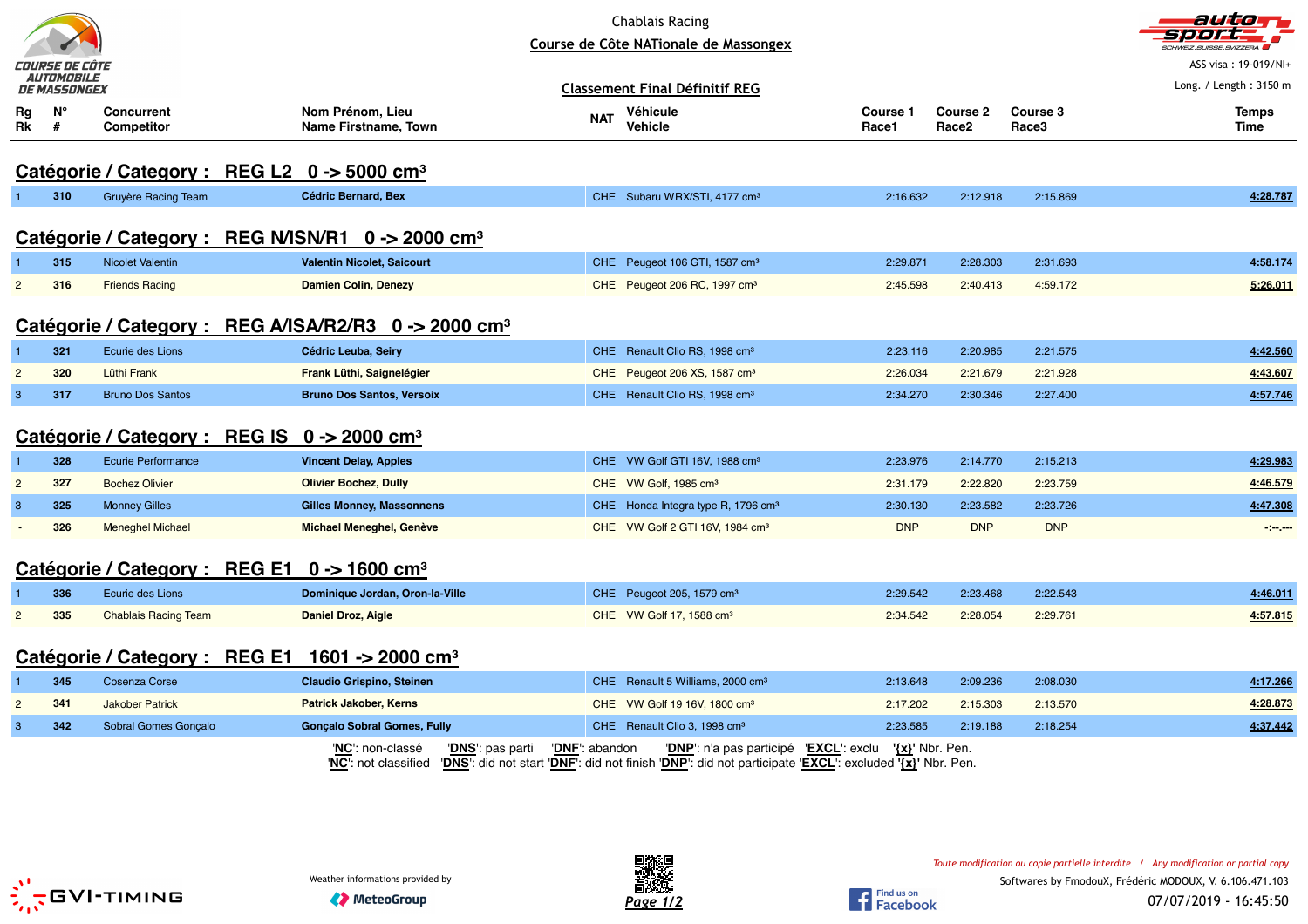Chablais Racing

Course de Côte NATionale de Massongex

ASS visa : 19-019/NI+

Long. / Length : 3150 m

## Classement Final Définitif REG

| Rg Rk | N° # | Concurrent Competitor | Nom Prénom, Lieu Name Firstname, Town | NAT | Véhicule Vehicle | Course 1 Race1 | Course 2 Race2 | Course 3 Race3 | Temps Time |
|---|---|---|---|---|---|---|---|---|---|
| **Catégorie / Category : REG L2 0 -> 5000 cm³** | | | | | | | | | |
| 1 | 310 | Gruyère Racing Team | **Cédric Bernard, Bex** | CHE | Subaru WRX/STI, 4177 cm³ | 2:16.632 | 2:12.918 | 2:15.869 | 4:28.787 |
| **Catégorie / Category : REG N/ISN/R1 0 -> 2000 cm³** | | | | | | | | | |
| 1 | 315 | Nicolet Valentin | **Valentin Nicolet, Saicourt** | CHE | Peugeot 106 GTI, 1587 cm³ | 2:29.871 | 2:28.303 | 2:31.693 | 4:58.174 |
| 2 | 316 | Friends Racing | **Damien Colin, Denezy** | CHE | Peugeot 206 RC, 1997 cm³ | 2:45.598 | 2:40.413 | 4:59.172 | 5:26.011 |
| **Catégorie / Category : REG A/ISA/R2/R3 0 -> 2000 cm³** | | | | | | | | | |
| 1 | 321 | Ecurie des Lions | **Cédric Leuba, Seiry** | CHE | Renault Clio RS, 1998 cm³ | 2:23.116 | 2:20.985 | 2:21.575 | 4:42.560 |
| 2 | 320 | Lüthi Frank | **Frank Lüthi, Saignelégier** | CHE | Peugeot 206 XS, 1587 cm³ | 2:26.034 | 2:21.679 | 2:21.928 | 4:43.607 |
| 3 | 317 | Bruno Dos Santos | **Bruno Dos Santos, Versoix** | CHE | Renault Clio RS, 1998 cm³ | 2:34.270 | 2:30.346 | 2:27.400 | 4:57.746 |
| **Catégorie / Category : REG IS 0 -> 2000 cm³** | | | | | | | | | |
| 1 | 328 | Ecurie Performance | **Vincent Delay, Apples** | CHE | VW Golf GTI 16V, 1988 cm³ | 2:23.976 | 2:14.770 | 2:15.213 | 4:29.983 |
| 2 | 327 | Bochez Olivier | **Olivier Bochez, Dully** | CHE | VW Golf, 1985 cm³ | 2:31.179 | 2:22.820 | 2:23.759 | 4:46.579 |
| 3 | 325 | Monney Gilles | **Gilles Monney, Massonnens** | CHE | Honda Integra type R, 1796 cm³ | 2:30.130 | 2:23.582 | 2:23.726 | 4:47.308 |
| - | 326 | Meneghel Michael | **Michael Meneghel, Genève** | CHE | VW Golf 2 GTI 16V, 1984 cm³ | DNP | DNP | DNP | -:--.--- |
| **Catégorie / Category : REG E1 0 -> 1600 cm³** | | | | | | | | | |
| 1 | 336 | Ecurie des Lions | **Dominique Jordan, Oron-la-Ville** | CHE | Peugeot 205, 1579 cm³ | 2:29.542 | 2:23.468 | 2:22.543 | 4:46.011 |
| 2 | 335 | Chablais Racing Team | **Daniel Droz, Aigle** | CHE | VW Golf 17, 1588 cm³ | 2:34.542 | 2:28.054 | 2:29.761 | 4:57.815 |
| **Catégorie / Category : REG E1 1601 -> 2000 cm³** | | | | | | | | | |
| 1 | 345 | Cosenza Corse | **Claudio Grispino, Steinen** | CHE | Renault 5 Williams, 2000 cm³ | 2:13.648 | 2:09.236 | 2:08.030 | 4:17.266 |
| 2 | 341 | Jakober Patrick | **Patrick Jakober, Kerns** | CHE | VW Golf 19 16V, 1800 cm³ | 2:17.202 | 2:15.303 | 2:13.570 | 4:28.873 |
| 3 | 342 | Sobral Gomes Gonçalo | **Gonçalo Sobral Gomes, Fully** | CHE | Renault Clio 3, 1998 cm³ | 2:23.585 | 2:19.188 | 2:18.254 | 4:37.442 |

'**NC**': non-classé '**DNS**': pas parti '**DNF**': abandon '**DNP**': n'a pas participé '**EXCL**': exclu '**{x}**' Nbr. Pen.
'**NC**': not classified '**DNS**': did not start '**DNF**': did not finish '**DNP**': did not participate '**EXCL**': excluded '**{x}**' Nbr. Pen.

Weather informations provided by MeteoGroup

*Toute modification ou copie partielle interdite / Any modification or partial copy*

Softwares by FmodouX, Frédéric MODOUX, V. 6.106.471.103

07/07/2019 - 16:45:50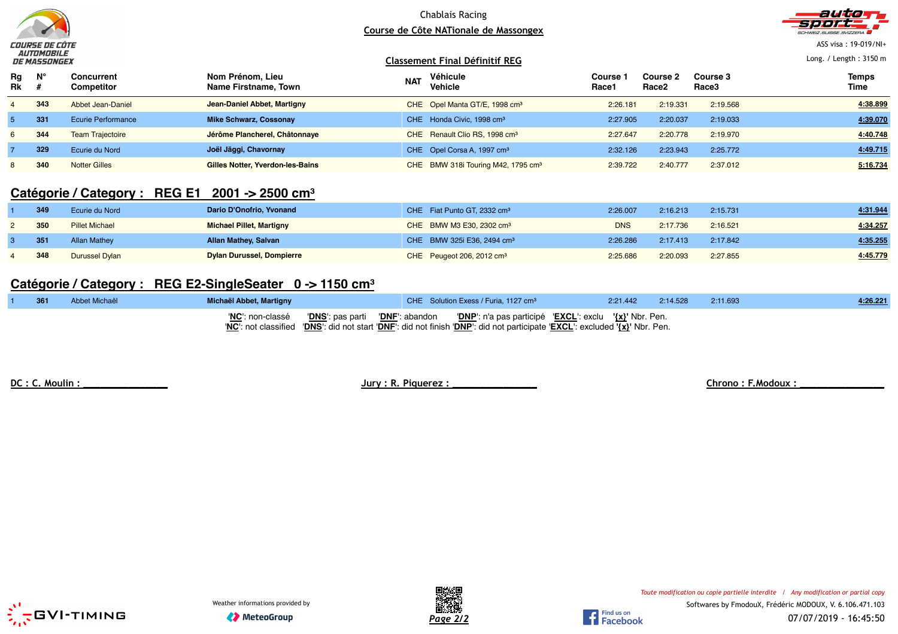Chablais Racing

**Course de Côte NATionale de Massongex**

ASS visa : 19-019/NI+

Long. / Length : 3150 m

**Classement Final Définitif REG**

| Rg Rk | N° # | Concurrent Competitor | Nom Prénom, Lieu Name Firstname, Town | NAT | Véhicule Vehicle | Course 1 Race1 | Course 2 Race2 | Course 3 Race3 | Temps Time |
|---|---|---|---|---|---|---|---|---|---|
| 4 | 343 | Abbet Jean-Daniel | Jean-Daniel Abbet, Martigny | CHE | Opel Manta GT/E, 1998 cm³ | 2:26.181 | 2:19.331 | 2:19.568 | 4:38.899 |
| 5 | 331 | Ecurie Performance | Mike Schwarz, Cossonay | CHE | Honda Civic, 1998 cm³ | 2:27.905 | 2:20.037 | 2:19.033 | 4:39.070 |
| 6 | 344 | Team Trajectoire | Jérôme Plancherel, Châtonnaye | CHE | Renault Clio RS, 1998 cm³ | 2:27.647 | 2:20.778 | 2:19.970 | 4:40.748 |
| 7 | 329 | Ecurie du Nord | Joël Jäggi, Chavornay | CHE | Opel Corsa A, 1997 cm³ | 2:32.126 | 2:23.943 | 2:25.772 | 4:49.715 |
| 8 | 340 | Notter Gilles | Gilles Notter, Yverdon-les-Bains | CHE | BMW 318i Touring M42, 1795 cm³ | 2:39.722 | 2:40.777 | 2:37.012 | 5:16.734 |

## Catégorie / Category : REG E1 2001 -> 2500 cm³

| Rg Rk | N° # | Concurrent Competitor | Nom Prénom, Lieu Name Firstname, Town | NAT | Véhicule Vehicle | Course 1 Race1 | Course 2 Race2 | Course 3 Race3 | Temps Time |
|---|---|---|---|---|---|---|---|---|---|
| 1 | 349 | Ecurie du Nord | Dario D'Onofrio, Yvonand | CHE | Fiat Punto GT, 2332 cm³ | 2:26.007 | 2:16.213 | 2:15.731 | 4:31.944 |
| 2 | 350 | Pillet Michael | Michael Pillet, Martigny | CHE | BMW M3 E30, 2302 cm³ | DNS | 2:17.736 | 2:16.521 | 4:34.257 |
| 3 | 351 | Allan Mathey | Allan Mathey, Salvan | CHE | BMW 325i E36, 2494 cm³ | 2:26.286 | 2:17.413 | 2:17.842 | 4:35.255 |
| 4 | 348 | Durussel Dylan | Dylan Durussel, Dompierre | CHE | Peugeot 206, 2012 cm³ | 2:25.686 | 2:20.093 | 2:27.855 | 4:45.779 |

## Catégorie / Category : REG E2-SingleSeater 0 -> 1150 cm³

| Rg Rk | N° # | Concurrent Competitor | Nom Prénom, Lieu Name Firstname, Town | NAT | Véhicule Vehicle | Course 1 Race1 | Course 2 Race2 | Course 3 Race3 | Temps Time |
|---|---|---|---|---|---|---|---|---|---|
| 1 | 361 | Abbet Michaël | Michaël Abbet, Martigny | CHE | Solution Exess / Furia, 1127 cm³ | 2:21.442 | 2:14.528 | 2:11.693 | 4:26.221 |

'**NC**': non-classé '**DNS**': pas parti '**DNF**': abandon '**DNP**': n'a pas participé '**EXCL**': exclu '**{x}**' Nbr. Pen.
'**NC**': not classified '**DNS**': did not start '**DNF**': did not finish '**DNP**': did not participate '**EXCL**': excluded '**{x}**' Nbr. Pen.

**DC : C. Moulin : ______________** **Jury : R. Piquerez : ______________** **Chrono : F.Modoux : ______________**

Weather informations provided by MeteoGroup

*Toute modification ou copie partielle interdite / Any modification or partial copy*

Softwares by FmodouX, Frédéric MODOUX, V. 6.106.471.103

07/07/2019 - 16:45:50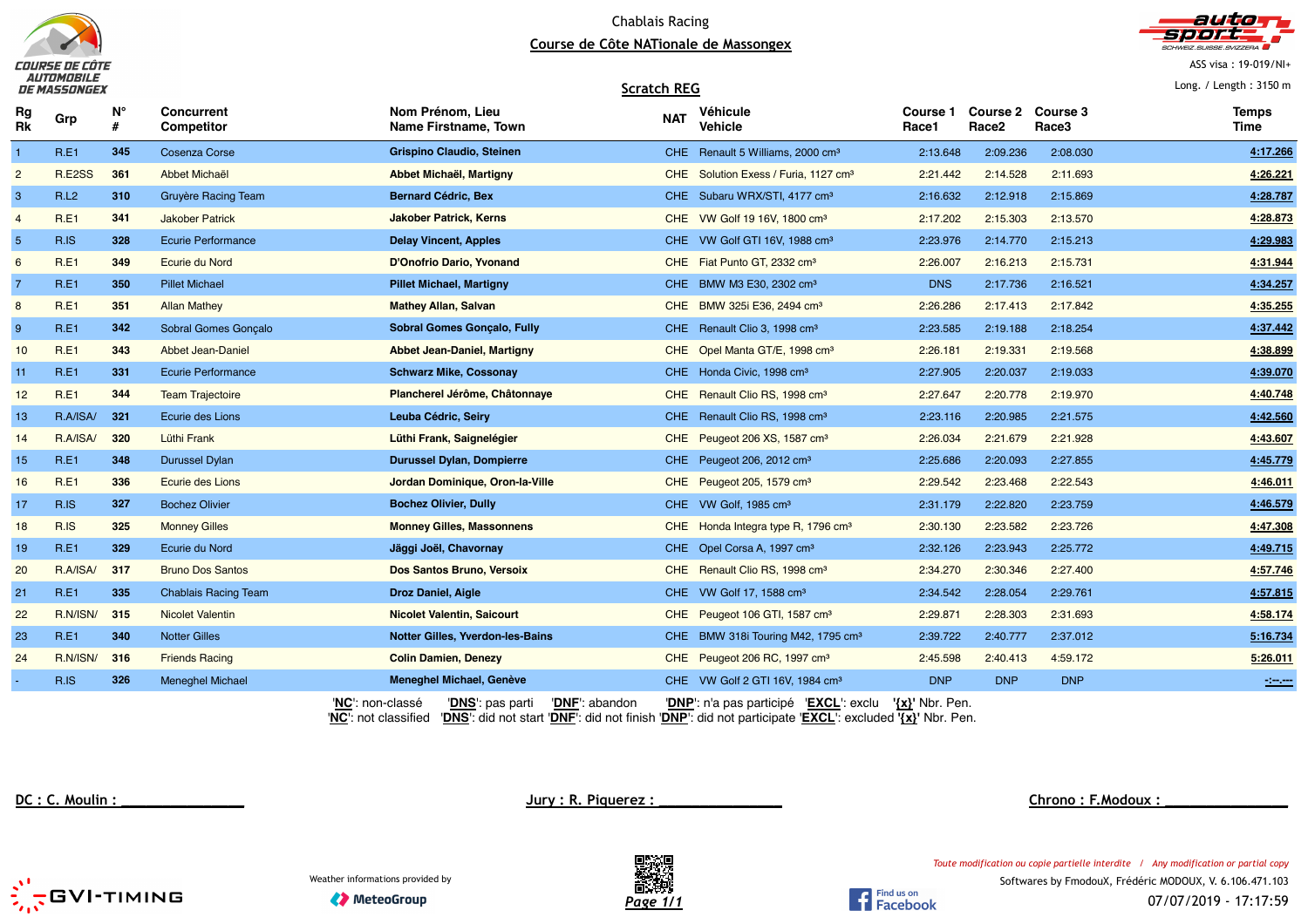Chablais Racing

# Course de Côte NATionale de Massongex

ASS visa : 19-019/NI+

Long. / Length : 3150 m

## Scratch REG

| Rg Rk | Grp | N° # | Concurrent Competitor | Nom Prénom, Lieu Name Firstname, Town | NAT | Véhicule Vehicle | Course 1 Race1 | Course 2 Race2 | Course 3 Race3 | Temps Time |
|---|---|---|---|---|---|---|---|---|---|---|
| 1 | R.E1 | 345 | Cosenza Corse | **Grispino Claudio, Steinen** | CHE | Renault 5 Williams, 2000 cm³ | 2:13.648 | 2:09.236 | 2:08.030 | 4:17.266 |
| 2 | R.E2SS | 361 | Abbet Michaël | **Abbet Michaël, Martigny** | CHE | Solution Exess / Furia, 1127 cm³ | 2:21.442 | 2:14.528 | 2:11.693 | 4:26.221 |
| 3 | R.L2 | 310 | Gruyère Racing Team | **Bernard Cédric, Bex** | CHE | Subaru WRX/STI, 4177 cm³ | 2:16.632 | 2:12.918 | 2:15.869 | 4:28.787 |
| 4 | R.E1 | 341 | Jakober Patrick | **Jakober Patrick, Kerns** | CHE | VW Golf 19 16V, 1800 cm³ | 2:17.202 | 2:15.303 | 2:13.570 | 4:28.873 |
| 5 | R.IS | 328 | Ecurie Performance | **Delay Vincent, Apples** | CHE | VW Golf GTI 16V, 1988 cm³ | 2:23.976 | 2:14.770 | 2:15.213 | 4:29.983 |
| 6 | R.E1 | 349 | Ecurie du Nord | **D'Onofrio Dario, Yvonand** | CHE | Fiat Punto GT, 2332 cm³ | 2:26.007 | 2:16.213 | 2:15.731 | 4:31.944 |
| 7 | R.E1 | 350 | Pillet Michael | **Pillet Michael, Martigny** | CHE | BMW M3 E30, 2302 cm³ | DNS | 2:17.736 | 2:16.521 | 4:34.257 |
| 8 | R.E1 | 351 | Allan Mathey | **Mathey Allan, Salvan** | CHE | BMW 325i E36, 2494 cm³ | 2:26.286 | 2:17.413 | 2:17.842 | 4:35.255 |
| 9 | R.E1 | 342 | Sobral Gomes Gonçalo | **Sobral Gomes Gonçalo, Fully** | CHE | Renault Clio 3, 1998 cm³ | 2:23.585 | 2:19.188 | 2:18.254 | 4:37.442 |
| 10 | R.E1 | 343 | Abbet Jean-Daniel | **Abbet Jean-Daniel, Martigny** | CHE | Opel Manta GT/E, 1998 cm³ | 2:26.181 | 2:19.331 | 2:19.568 | 4:38.899 |
| 11 | R.E1 | 331 | Ecurie Performance | **Schwarz Mike, Cossonay** | CHE | Honda Civic, 1998 cm³ | 2:27.905 | 2:20.037 | 2:19.033 | 4:39.070 |
| 12 | R.E1 | 344 | Team Trajectoire | **Plancherel Jérôme, Châtonnaye** | CHE | Renault Clio RS, 1998 cm³ | 2:27.647 | 2:20.778 | 2:19.970 | 4:40.748 |
| 13 | R.A/ISA/ | 321 | Ecurie des Lions | **Leuba Cédric, Seiry** | CHE | Renault Clio RS, 1998 cm³ | 2:23.116 | 2:20.985 | 2:21.575 | 4:42.560 |
| 14 | R.A/ISA/ | 320 | Lüthi Frank | **Lüthi Frank, Saignelégier** | CHE | Peugeot 206 XS, 1587 cm³ | 2:26.034 | 2:21.679 | 2:21.928 | 4:43.607 |
| 15 | R.E1 | 348 | Durussel Dylan | **Durussel Dylan, Dompierre** | CHE | Peugeot 206, 2012 cm³ | 2:25.686 | 2:20.093 | 2:27.855 | 4:45.779 |
| 16 | R.E1 | 336 | Ecurie des Lions | **Jordan Dominique, Oron-la-Ville** | CHE | Peugeot 205, 1579 cm³ | 2:29.542 | 2:23.468 | 2:22.543 | 4:46.011 |
| 17 | R.IS | 327 | Bochez Olivier | **Bochez Olivier, Dully** | CHE | VW Golf, 1985 cm³ | 2:31.179 | 2:22.820 | 2:23.759 | 4:46.579 |
| 18 | R.IS | 325 | Monney Gilles | **Monney Gilles, Massonnens** | CHE | Honda Integra type R, 1796 cm³ | 2:30.130 | 2:23.582 | 2:23.726 | 4:47.308 |
| 19 | R.E1 | 329 | Ecurie du Nord | **Jäggi Joël, Chavornay** | CHE | Opel Corsa A, 1997 cm³ | 2:32.126 | 2:23.943 | 2:25.772 | 4:49.715 |
| 20 | R.A/ISA/ | 317 | Bruno Dos Santos | **Dos Santos Bruno, Versoix** | CHE | Renault Clio RS, 1998 cm³ | 2:34.270 | 2:30.346 | 2:27.400 | 4:57.746 |
| 21 | R.E1 | 335 | Chablais Racing Team | **Droz Daniel, Aigle** | CHE | VW Golf 17, 1588 cm³ | 2:34.542 | 2:28.054 | 2:29.761 | 4:57.815 |
| 22 | R.N/ISN/ | 315 | Nicolet Valentin | **Nicolet Valentin, Saicourt** | CHE | Peugeot 106 GTI, 1587 cm³ | 2:29.871 | 2:28.303 | 2:31.693 | 4:58.174 |
| 23 | R.E1 | 340 | Notter Gilles | **Notter Gilles, Yverdon-les-Bains** | CHE | BMW 318i Touring M42, 1795 cm³ | 2:39.722 | 2:40.777 | 2:37.012 | 5:16.734 |
| 24 | R.N/ISN/ | 316 | Friends Racing | **Colin Damien, Denezy** | CHE | Peugeot 206 RC, 1997 cm³ | 2:45.598 | 2:40.413 | 4:59.172 | 5:26.011 |
| - | R.IS | 326 | Meneghel Michael | **Meneghel Michael, Genève** | CHE | VW Golf 2 GTI 16V, 1984 cm³ | DNP | DNP | DNP | -:--.--- |

'**NC**': non-classé '**DNS**': pas parti '**DNF**': abandon '**DNP**': n'a pas participé '**EXCL**': exclu '**{x}**' Nbr. Pen.
'**NC**': not classified '**DNS**': did not start '**DNF**': did not finish '**DNP**': did not participate '**EXCL**': excluded '**{x}**' Nbr. Pen.

DC : C. Moulin : ______________ Jury : R. Piquerez : ______________ Chrono : F.Modoux : ______________

Weather informations provided by MeteoGroup

*Toute modification ou copie partielle interdite / Any modification or partial copy*

Softwares by FmodouX, Frédéric MODOUX, V. 6.106.471.103

07/07/2019 - 17:17:59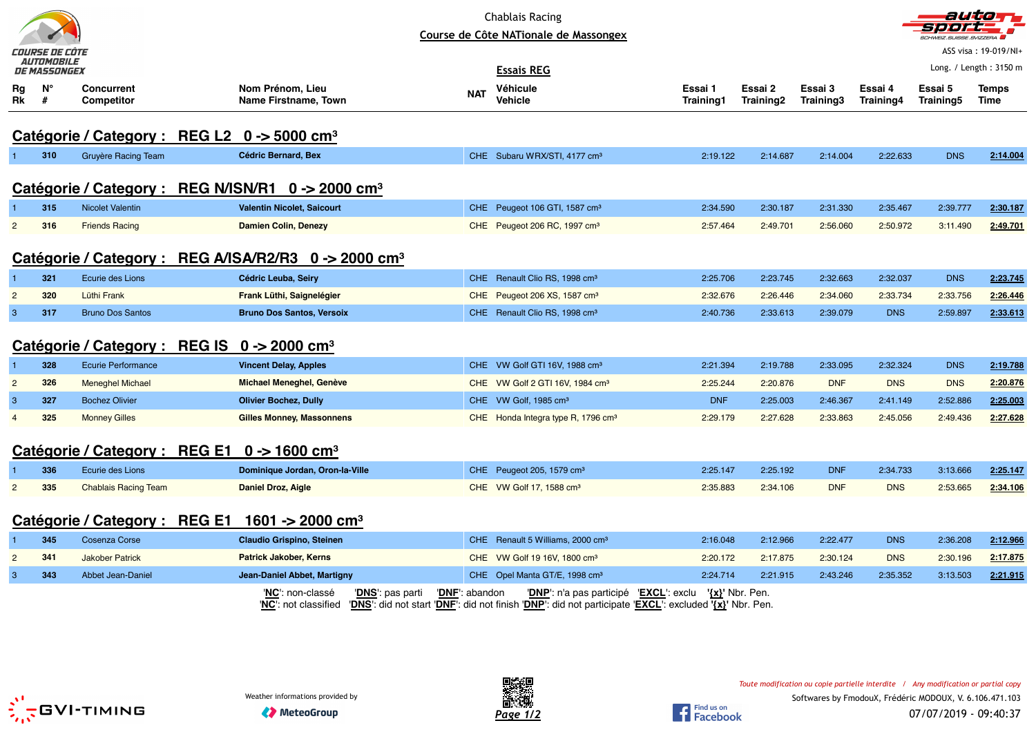Chablais Racing

Course de Côte NATionale de Massongex

ASS visa : 19-019/NI+

Long. / Length : 3150 m

## Essais REG

### Catégorie / Category : REG L2 0 -> 5000 cm³

| Rg Rk | N° # | Concurrent Competitor | Nom Prénom, Lieu Name Firstname, Town | NAT | Véhicule Vehicle | Essai 1 Training1 | Essai 2 Training2 | Essai 3 Training3 | Essai 4 Training4 | Essai 5 Training5 | Temps Time |
|---|---|---|---|---|---|---|---|---|---|---|---|
| 1 | 310 | Gruyère Racing Team | **Cédric Bernard, Bex** | CHE | Subaru WRX/STI, 4177 cm³ | 2:19.122 | 2:14.687 | 2:14.004 | 2:22.633 | DNS | **2:14.004** |

### Catégorie / Category : REG N/ISN/R1 0 -> 2000 cm³

| Rg Rk | N° # | Concurrent Competitor | Nom Prénom, Lieu Name Firstname, Town | NAT | Véhicule Vehicle | Essai 1 Training1 | Essai 2 Training2 | Essai 3 Training3 | Essai 4 Training4 | Essai 5 Training5 | Temps Time |
|---|---|---|---|---|---|---|---|---|---|---|---|
| 1 | 315 | Nicolet Valentin | **Valentin Nicolet, Saicourt** | CHE | Peugeot 106 GTI, 1587 cm³ | 2:34.590 | 2:30.187 | 2:31.330 | 2:35.467 | 2:39.777 | **2:30.187** |
| 2 | 316 | Friends Racing | **Damien Colin, Denezy** | CHE | Peugeot 206 RC, 1997 cm³ | 2:57.464 | 2:49.701 | 2:56.060 | 2:50.972 | 3:11.490 | **2:49.701** |

### Catégorie / Category : REG A/ISA/R2/R3 0 -> 2000 cm³

| Rg Rk | N° # | Concurrent Competitor | Nom Prénom, Lieu Name Firstname, Town | NAT | Véhicule Vehicle | Essai 1 Training1 | Essai 2 Training2 | Essai 3 Training3 | Essai 4 Training4 | Essai 5 Training5 | Temps Time |
|---|---|---|---|---|---|---|---|---|---|---|---|
| 1 | 321 | Ecurie des Lions | **Cédric Leuba, Seiry** | CHE | Renault Clio RS, 1998 cm³ | 2:25.706 | 2:23.745 | 2:32.663 | 2:32.037 | DNS | **2:23.745** |
| 2 | 320 | Lüthi Frank | **Frank Lüthi, Saignelégier** | CHE | Peugeot 206 XS, 1587 cm³ | 2:32.676 | 2:26.446 | 2:34.060 | 2:33.734 | 2:33.756 | **2:26.446** |
| 3 | 317 | Bruno Dos Santos | **Bruno Dos Santos, Versoix** | CHE | Renault Clio RS, 1998 cm³ | 2:40.736 | 2:33.613 | 2:39.079 | DNS | 2:59.897 | **2:33.613** |

### Catégorie / Category : REG IS 0 -> 2000 cm³

| Rg Rk | N° # | Concurrent Competitor | Nom Prénom, Lieu Name Firstname, Town | NAT | Véhicule Vehicle | Essai 1 Training1 | Essai 2 Training2 | Essai 3 Training3 | Essai 4 Training4 | Essai 5 Training5 | Temps Time |
|---|---|---|---|---|---|---|---|---|---|---|---|
| 1 | 328 | Ecurie Performance | **Vincent Delay, Apples** | CHE | VW Golf GTI 16V, 1988 cm³ | 2:21.394 | 2:19.788 | 2:33.095 | 2:32.324 | DNS | **2:19.788** |
| 2 | 326 | Meneghel Michael | **Michael Meneghel, Genève** | CHE | VW Golf 2 GTI 16V, 1984 cm³ | 2:25.244 | 2:20.876 | DNF | DNS | DNS | **2:20.876** |
| 3 | 327 | Bochez Olivier | **Olivier Bochez, Dully** | CHE | VW Golf, 1985 cm³ | DNF | 2:25.003 | 2:46.367 | 2:41.149 | 2:52.886 | **2:25.003** |
| 4 | 325 | Monney Gilles | **Gilles Monney, Massonnens** | CHE | Honda Integra type R, 1796 cm³ | 2:29.179 | 2:27.628 | 2:33.863 | 2:45.056 | 2:49.436 | **2:27.628** |

### Catégorie / Category : REG E1 0 -> 1600 cm³

| Rg Rk | N° # | Concurrent Competitor | Nom Prénom, Lieu Name Firstname, Town | NAT | Véhicule Vehicle | Essai 1 Training1 | Essai 2 Training2 | Essai 3 Training3 | Essai 4 Training4 | Essai 5 Training5 | Temps Time |
|---|---|---|---|---|---|---|---|---|---|---|---|
| 1 | 336 | Ecurie des Lions | **Dominique Jordan, Oron-la-Ville** | CHE | Peugeot 205, 1579 cm³ | 2:25.147 | 2:25.192 | DNF | 2:34.733 | 3:13.666 | **2:25.147** |
| 2 | 335 | Chablais Racing Team | **Daniel Droz, Aigle** | CHE | VW Golf 17, 1588 cm³ | 2:35.883 | 2:34.106 | DNF | DNS | 2:53.665 | **2:34.106** |

### Catégorie / Category : REG E1 1601 -> 2000 cm³

| Rg Rk | N° # | Concurrent Competitor | Nom Prénom, Lieu Name Firstname, Town | NAT | Véhicule Vehicle | Essai 1 Training1 | Essai 2 Training2 | Essai 3 Training3 | Essai 4 Training4 | Essai 5 Training5 | Temps Time |
|---|---|---|---|---|---|---|---|---|---|---|---|
| 1 | 345 | Cosenza Corse | **Claudio Grispino, Steinen** | CHE | Renault 5 Williams, 2000 cm³ | 2:16.048 | 2:12.966 | 2:22.477 | DNS | 2:36.208 | **2:12.966** |
| 2 | 341 | Jakober Patrick | **Patrick Jakober, Kerns** | CHE | VW Golf 19 16V, 1800 cm³ | 2:20.172 | 2:17.875 | 2:30.124 | DNS | 2:30.196 | **2:17.875** |
| 3 | 343 | Abbet Jean-Daniel | **Jean-Daniel Abbet, Martigny** | CHE | Opel Manta GT/E, 1998 cm³ | 2:24.714 | 2:21.915 | 2:43.246 | 2:35.352 | 3:13.503 | **2:21.915** |

'**NC**': non-classé '**DNS**': pas parti '**DNF**': abandon '**DNP**': n'a pas participé '**EXCL**': exclu '**{x}**' Nbr. Pen.
'**NC**': not classified '**DNS**': did not start '**DNF**': did not finish '**DNP**': did not participate '**EXCL**': excluded '**{x}**' Nbr. Pen.

Weather informations provided by MeteoGroup

*Toute modification ou copie partielle interdite / Any modification or partial copy*

Softwares by FmodouX, Frédéric MODOUX, V. 6.106.471.103

07/07/2019 - 09:40:37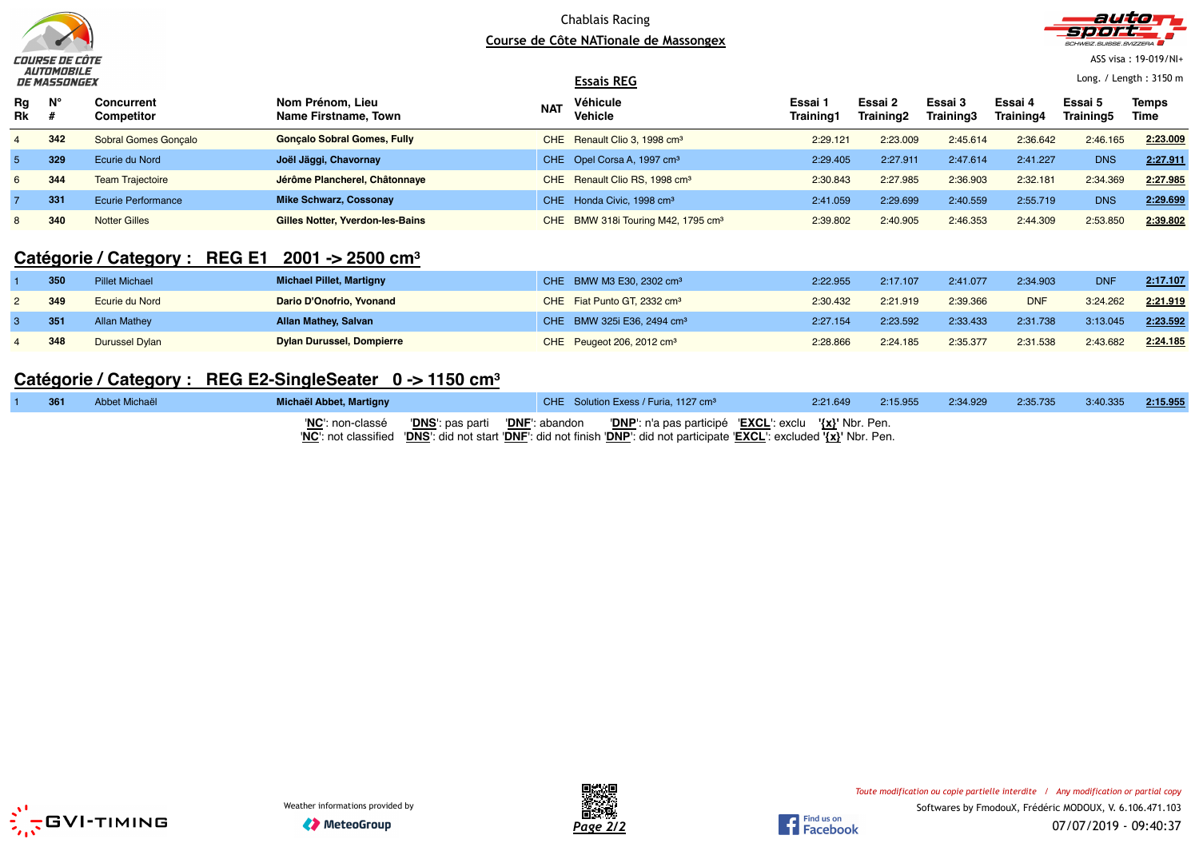Chablais Racing

Course de Côte NATionale de Massongex

ASS visa : 19-019/NI+

## Essais REG

Long. / Length : 3150 m

| Rg Rk | N° # | Concurrent Competitor | Nom Prénom, Lieu Name Firstname, Town | NAT | Véhicule Vehicle | Essai 1 Training1 | Essai 2 Training2 | Essai 3 Training3 | Essai 4 Training4 | Essai 5 Training5 | Temps Time |
|---|---|---|---|---|---|---|---|---|---|---|---|
| 4 | 342 | Sobral Gomes Gonçalo | **Gonçalo Sobral Gomes, Fully** | CHE | Renault Clio 3, 1998 cm³ | 2:29.121 | 2:23.009 | 2:45.614 | 2:36.642 | 2:46.165 | **2:23.009** |
| 5 | 329 | Ecurie du Nord | **Joël Jäggi, Chavornay** | CHE | Opel Corsa A, 1997 cm³ | 2:29.405 | 2:27.911 | 2:47.614 | 2:41.227 | DNS | **2:27.911** |
| 6 | 344 | Team Trajectoire | **Jérôme Plancherel, Châtonnaye** | CHE | Renault Clio RS, 1998 cm³ | 2:30.843 | 2:27.985 | 2:36.903 | 2:32.181 | 2:34.369 | **2:27.985** |
| 7 | 331 | Ecurie Performance | **Mike Schwarz, Cossonay** | CHE | Honda Civic, 1998 cm³ | 2:41.059 | 2:29.699 | 2:40.559 | 2:55.719 | DNS | **2:29.699** |
| 8 | 340 | Notter Gilles | **Gilles Notter, Yverdon-les-Bains** | CHE | BMW 318i Touring M42, 1795 cm³ | 2:39.802 | 2:40.905 | 2:46.353 | 2:44.309 | 2:53.850 | **2:39.802** |

## Catégorie / Category : REG E1 2001 -> 2500 cm³

| Rg Rk | N° # | Concurrent Competitor | Nom Prénom, Lieu Name Firstname, Town | NAT | Véhicule Vehicle | Essai 1 Training1 | Essai 2 Training2 | Essai 3 Training3 | Essai 4 Training4 | Essai 5 Training5 | Temps Time |
|---|---|---|---|---|---|---|---|---|---|---|---|
| 1 | 350 | Pillet Michael | **Michael Pillet, Martigny** | CHE | BMW M3 E30, 2302 cm³ | 2:22.955 | 2:17.107 | 2:41.077 | 2:34.903 | DNF | **2:17.107** |
| 2 | 349 | Ecurie du Nord | **Dario D'Onofrio, Yvonand** | CHE | Fiat Punto GT, 2332 cm³ | 2:30.432 | 2:21.919 | 2:39.366 | DNF | 3:24.262 | **2:21.919** |
| 3 | 351 | Allan Mathey | **Allan Mathey, Salvan** | CHE | BMW 325i E36, 2494 cm³ | 2:27.154 | 2:23.592 | 2:33.433 | 2:31.738 | 3:13.045 | **2:23.592** |
| 4 | 348 | Durussel Dylan | **Dylan Durussel, Dompierre** | CHE | Peugeot 206, 2012 cm³ | 2:28.866 | 2:24.185 | 2:35.377 | 2:31.538 | 2:43.682 | **2:24.185** |

## Catégorie / Category : REG E2-SingleSeater 0 -> 1150 cm³

| Rg Rk | N° # | Concurrent Competitor | Nom Prénom, Lieu Name Firstname, Town | NAT | Véhicule Vehicle | Essai 1 Training1 | Essai 2 Training2 | Essai 3 Training3 | Essai 4 Training4 | Essai 5 Training5 | Temps Time |
|---|---|---|---|---|---|---|---|---|---|---|---|
| 1 | 361 | Abbet Michaël | **Michaël Abbet, Martigny** | CHE | Solution Exess / Furia, 1127 cm³ | 2:21.649 | 2:15.955 | 2:34.929 | 2:35.735 | 3:40.335 | **2:15.955** |

'**NC**': non-classé '**DNS**': pas parti '**DNF**': abandon '**DNP**': n'a pas participé '**EXCL**': exclu '**{x}**' Nbr. Pen.
'**NC**': not classified '**DNS**': did not start '**DNF**': did not finish '**DNP**': did not participate '**EXCL**': excluded '**{x}**' Nbr. Pen.

Weather informations provided by MeteoGroup

*Toute modification ou copie partielle interdite / Any modification or partial copy*

Softwares by FmodouX, Frédéric MODOUX, V. 6.106.471.103

07/07/2019 - 09:40:37